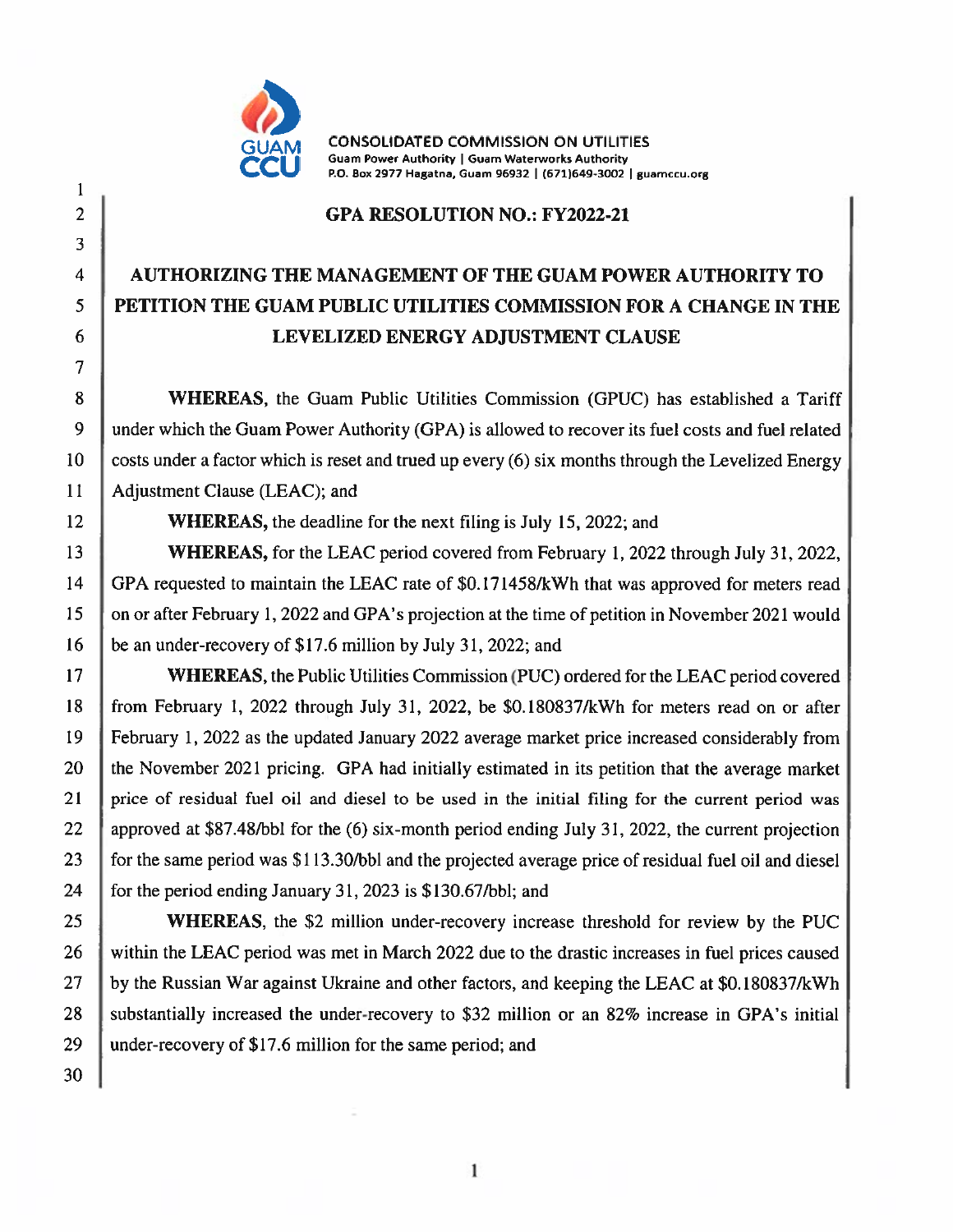CONSOLIDATED COMMISSION ON UTILITIES
Guam Power Authority | Guam Waterworks Authority
P.O. Box 2977 Hagatna, Guam 96932 | (671)649-3002 | guamccu.org

## GPA RESOLUTION NO.: FY2022-21

# AUTHORIZING THE MANAGEMENT OF THE GUAM POWER AUTHORITY TO PETITION THE GUAM PUBLIC UTILITIES COMMISSION FOR A CHANGE IN THE LEVELIZED ENERGY ADJUSTMENT CLAUSE

**WHEREAS**, the Guam Public Utilities Commission (GPUC) has established a Tariff under which the Guam Power Authority (GPA) is allowed to recover its fuel costs and fuel related costs under a factor which is reset and trued up every (6) six months through the Levelized Energy Adjustment Clause (LEAC); and

**WHEREAS,** the deadline for the next filing is July 15, 2022; and

**WHEREAS,** for the LEAC period covered from February 1, 2022 through July 31, 2022, GPA requested to maintain the LEAC rate of $0.171458/kWh that was approved for meters read on or after February 1, 2022 and GPA's projection at the time of petition in November 2021 would be an under-recovery of $17.6 million by July 31, 2022; and

**WHEREAS**, the Public Utilities Commission (PUC) ordered for the LEAC period covered from February 1, 2022 through July 31, 2022, be $0.180837/kWh for meters read on or after February 1, 2022 as the updated January 2022 average market price increased considerably from the November 2021 pricing. GPA had initially estimated in its petition that the average market price of residual fuel oil and diesel to be used in the initial filing for the current period was approved at $87.48/bbl for the (6) six-month period ending July 31, 2022, the current projection for the same period was $113.30/bbl and the projected average price of residual fuel oil and diesel for the period ending January 31, 2023 is $130.67/bbl; and

**WHEREAS**, the $2 million under-recovery increase threshold for review by the PUC within the LEAC period was met in March 2022 due to the drastic increases in fuel prices caused by the Russian War against Ukraine and other factors, and keeping the LEAC at $0.180837/kWh substantially increased the under-recovery to $32 million or an 82% increase in GPA's initial under-recovery of $17.6 million for the same period; and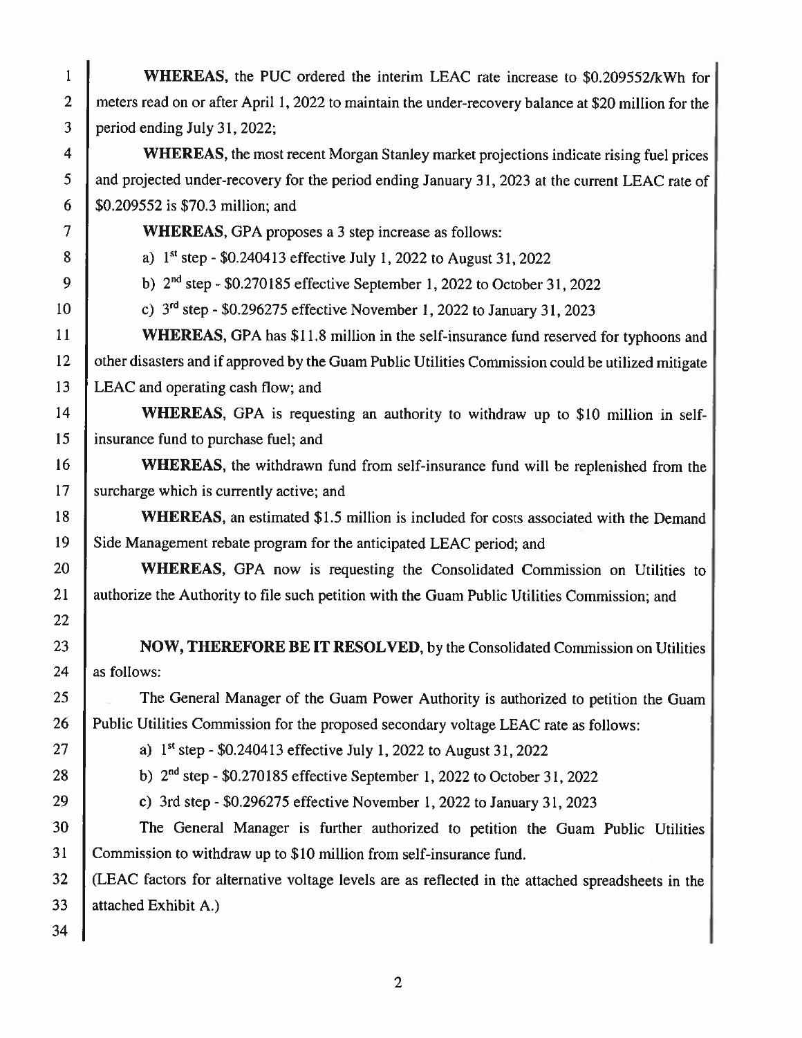**WHEREAS**, the PUC ordered the interim LEAC rate increase to \$0.209552/kWh for meters read on or after April 1, 2022 to maintain the under-recovery balance at \$20 million for the period ending July 31, 2022;

**WHEREAS**, the most recent Morgan Stanley market projections indicate rising fuel prices and projected under-recovery for the period ending January 31, 2023 at the current LEAC rate of \$0.209552 is \$70.3 million; and

**WHEREAS**, GPA proposes a 3 step increase as follows:

a) 1st step - \$0.240413 effective July 1, 2022 to August 31, 2022

b) 2nd step - \$0.270185 effective September 1, 2022 to October 31, 2022

c) 3rd step - \$0.296275 effective November 1, 2022 to January 31, 2023

**WHEREAS**, GPA has \$11.8 million in the self-insurance fund reserved for typhoons and other disasters and if approved by the Guam Public Utilities Commission could be utilized mitigate LEAC and operating cash flow; and

**WHEREAS**, GPA is requesting an authority to withdraw up to \$10 million in self-insurance fund to purchase fuel; and

**WHEREAS**, the withdrawn fund from self-insurance fund will be replenished from the surcharge which is currently active; and

**WHEREAS**, an estimated \$1.5 million is included for costs associated with the Demand Side Management rebate program for the anticipated LEAC period; and

**WHEREAS**, GPA now is requesting the Consolidated Commission on Utilities to authorize the Authority to file such petition with the Guam Public Utilities Commission; and

**NOW, THEREFORE BE IT RESOLVED**, by the Consolidated Commission on Utilities as follows:

The General Manager of the Guam Power Authority is authorized to petition the Guam Public Utilities Commission for the proposed secondary voltage LEAC rate as follows:

a) 1st step - \$0.240413 effective July 1, 2022 to August 31, 2022

b) 2nd step - \$0.270185 effective September 1, 2022 to October 31, 2022

c) 3rd step - \$0.296275 effective November 1, 2022 to January 31, 2023

The General Manager is further authorized to petition the Guam Public Utilities Commission to withdraw up to \$10 million from self-insurance fund.

(LEAC factors for alternative voltage levels are as reflected in the attached spreadsheets in the attached Exhibit A.)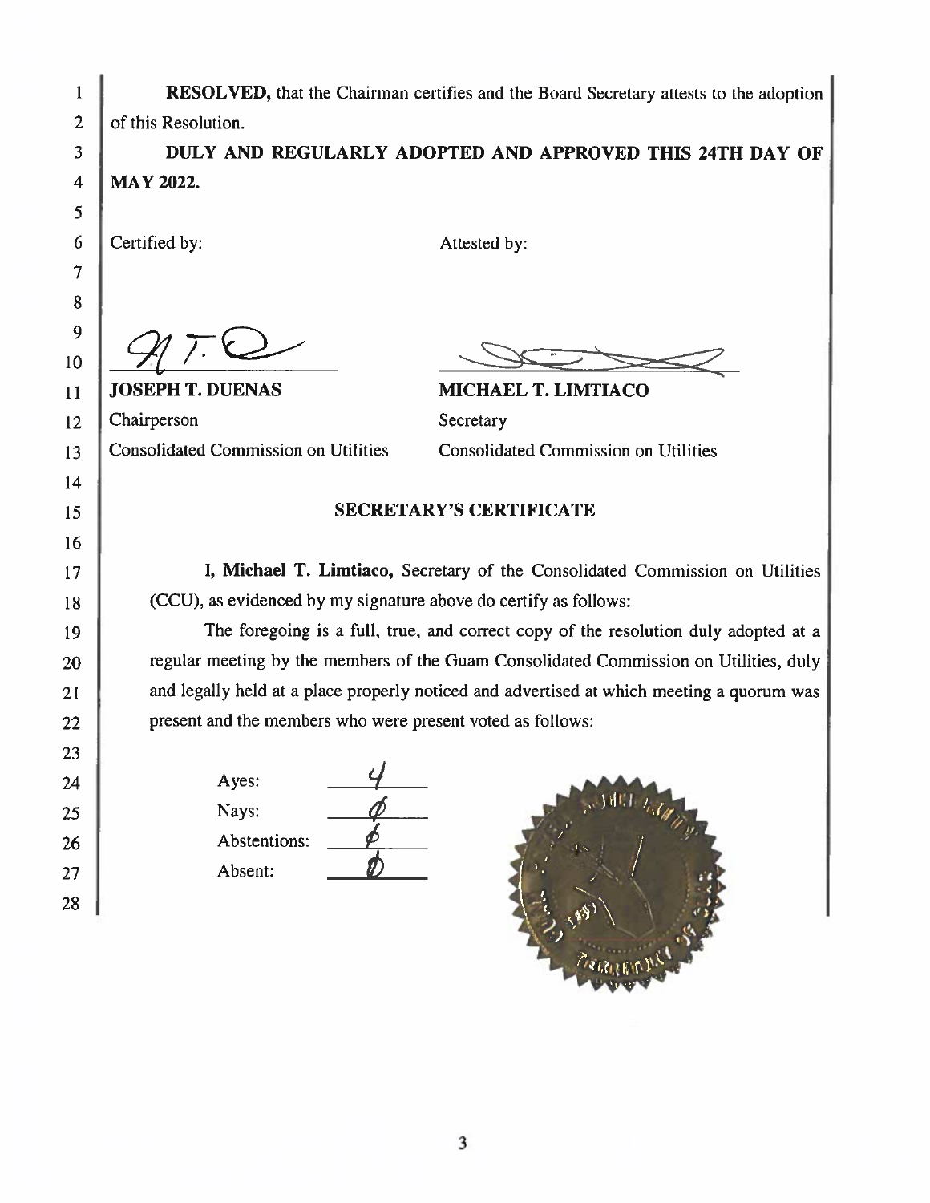**RESOLVED,** that the Chairman certifies and the Board Secretary attests to the adoption of this Resolution.

**DULY AND REGULARLY ADOPTED AND APPROVED THIS 24TH DAY OF MAY 2022.**

| Certified by: | Attested by: |
|---|---|
| **JOSEPH T. DUENAS** | **MICHAEL T. LIMTIACO** |
| Chairperson | Secretary |
| Consolidated Commission on Utilities | Consolidated Commission on Utilities |

## SECRETARY'S CERTIFICATE

I, **Michael T. Limtiaco,** Secretary of the Consolidated Commission on Utilities (CCU), as evidenced by my signature above do certify as follows:

The foregoing is a full, true, and correct copy of the resolution duly adopted at a regular meeting by the members of the Guam Consolidated Commission on Utilities, duly and legally held at a place properly noticed and advertised at which meeting a quorum was present and the members who were present voted as follows:

| | |
|---|---|
| Ayes: | 4 |
| Nays: | Ø |
| Abstentions: | Ø |
| Absent: | Ø |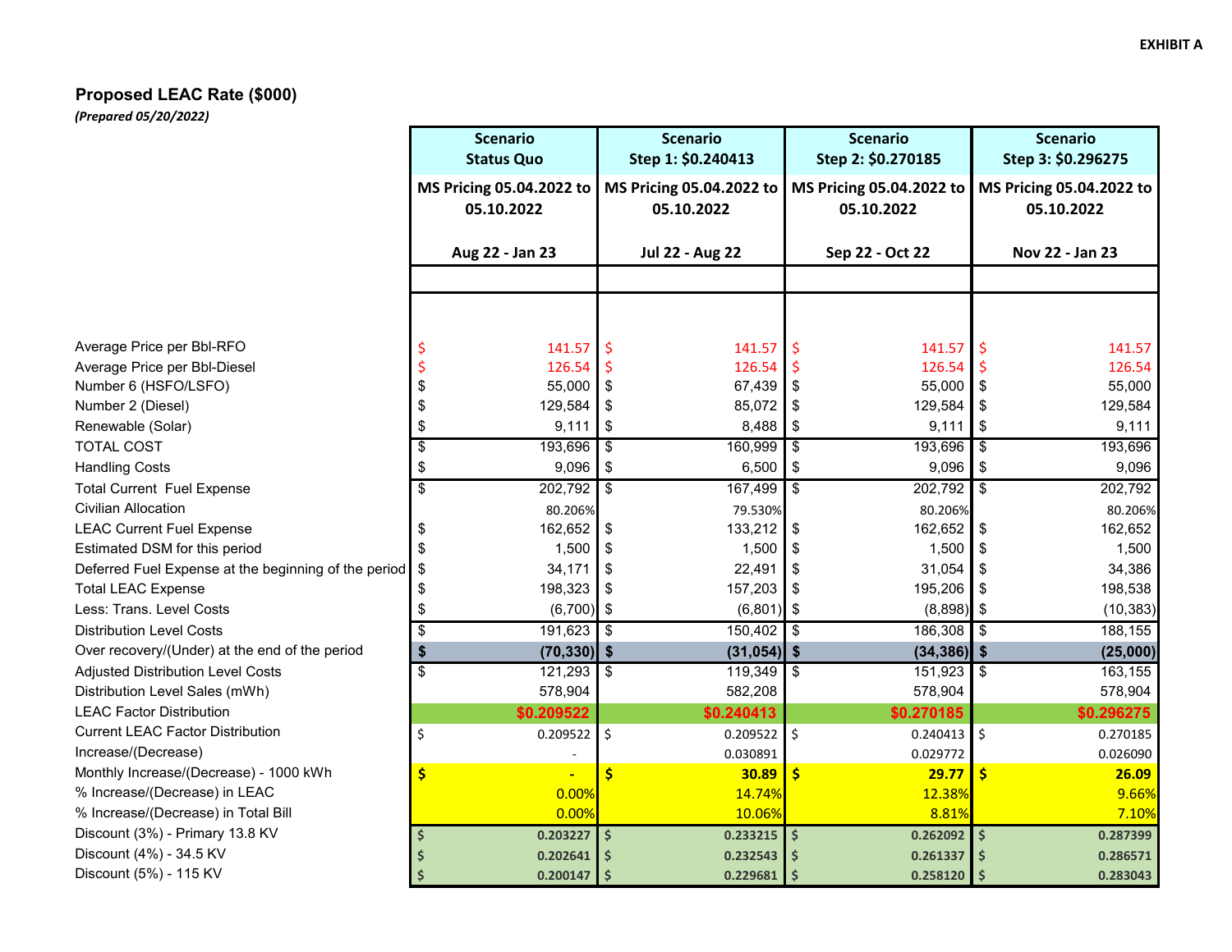EXHIBIT A

## Proposed LEAC Rate ($000)

*(Prepared 05/20/2022)*

| | Scenario Status Quo | Scenario Step 1: $0.240413 | Scenario Step 2: $0.270185 | Scenario Step 3: $0.296275 |
|---|---|---|---|---|
| | MS Pricing 05.04.2022 to 05.10.2022 | MS Pricing 05.04.2022 to 05.10.2022 | MS Pricing 05.04.2022 to 05.10.2022 | MS Pricing 05.04.2022 to 05.10.2022 |
| | Aug 22 - Jan 23 | Jul 22 - Aug 22 | Sep 22 - Oct 22 | Nov 22 - Jan 23 |
| Average Price per Bbl-RFO | $ 141.57 | $ 141.57 | $ 141.57 | $ 141.57 |
| Average Price per Bbl-Diesel | $ 126.54 | $ 126.54 | $ 126.54 | $ 126.54 |
| Number 6 (HSFO/LSFO) | $ 55,000 | $ 67,439 | $ 55,000 | $ 55,000 |
| Number 2 (Diesel) | $ 129,584 | $ 85,072 | $ 129,584 | $ 129,584 |
| Renewable (Solar) | $ 9,111 | $ 8,488 | $ 9,111 | $ 9,111 |
| TOTAL COST | $ 193,696 | $ 160,999 | $ 193,696 | $ 193,696 |
| Handling Costs | $ 9,096 | $ 6,500 | $ 9,096 | $ 9,096 |
| Total Current Fuel Expense | $ 202,792 | $ 167,499 | $ 202,792 | $ 202,792 |
| Civilian Allocation | 80.206% | 79.530% | 80.206% | 80.206% |
| LEAC Current Fuel Expense | $ 162,652 | $ 133,212 | $ 162,652 | $ 162,652 |
| Estimated DSM for this period | $ 1,500 | $ 1,500 | $ 1,500 | $ 1,500 |
| Deferred Fuel Expense at the beginning of the period | $ 34,171 | $ 22,491 | $ 31,054 | $ 34,386 |
| Total LEAC Expense | $ 198,323 | $ 157,203 | $ 195,206 | $ 198,538 |
| Less: Trans. Level Costs | $ (6,700) | $ (6,801) | $ (8,898) | $ (10,383) |
| Distribution Level Costs | $ 191,623 | $ 150,402 | $ 186,308 | $ 188,155 |
| Over recovery/(Under) at the end of the period | $ (70,330) | $ (31,054) | $ (34,386) | $ (25,000) |
| Adjusted Distribution Level Costs | $ 121,293 | $ 119,349 | $ 151,923 | $ 163,155 |
| Distribution Level Sales (mWh) | 578,904 | 582,208 | 578,904 | 578,904 |
| LEAC Factor Distribution | $0.209522 | $0.240413 | $0.270185 | $0.296275 |
| Current LEAC Factor Distribution | $ 0.209522 | $ 0.209522 | $ 0.240413 | $ 0.270185 |
| Increase/(Decrease) | - | 0.030891 | 0.029772 | 0.026090 |
| Monthly Increase/(Decrease) - 1000 kWh | $ - | $ 30.89 | $ 29.77 | $ 26.09 |
| % Increase/(Decrease) in LEAC | 0.00% | 14.74% | 12.38% | 9.66% |
| % Increase/(Decrease) in Total Bill | 0.00% | 10.06% | 8.81% | 7.10% |
| Discount (3%) - Primary 13.8 KV | $ 0.203227 | $ 0.233215 | $ 0.262092 | $ 0.287399 |
| Discount (4%) - 34.5 KV | $ 0.202641 | $ 0.232543 | $ 0.261337 | $ 0.286571 |
| Discount (5%) - 115 KV | $ 0.200147 | $ 0.229681 | $ 0.258120 | $ 0.283043 |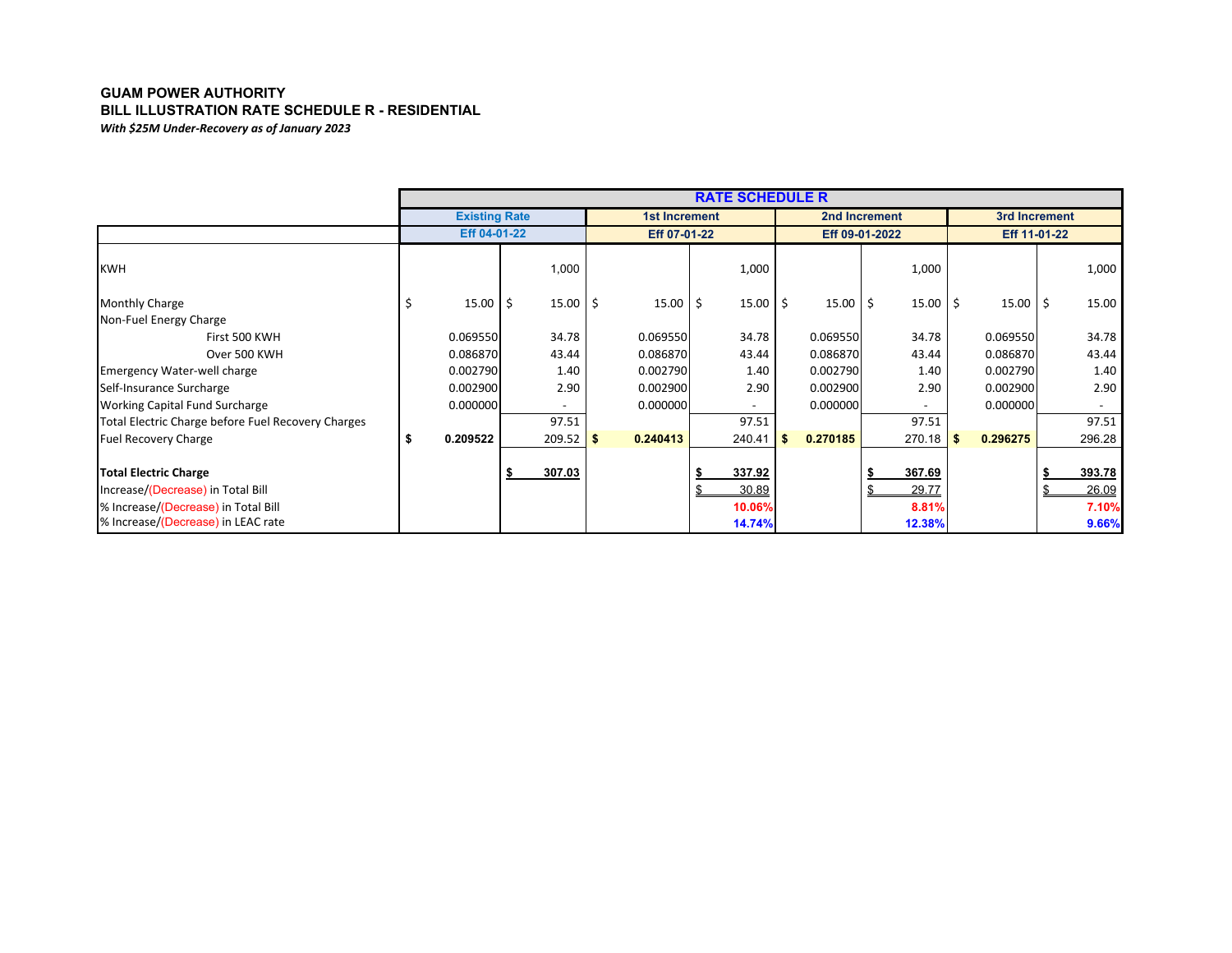**GUAM POWER AUTHORITY**
**BILL ILLUSTRATION RATE SCHEDULE R - RESIDENTIAL**
*With $25M Under-Recovery as of January 2023*

| | RATE SCHEDULE R | | | | | | | |
|---|---|---|---|---|---|---|---|---|
| | Existing Rate | | 1st Increment | | 2nd Increment | | 3rd Increment | |
| | Eff 04-01-22 | | Eff 07-01-22 | | Eff 09-01-2022 | | Eff 11-01-22 | |
| KWH | | 1,000 | | 1,000 | | 1,000 | | 1,000 |
| Monthly Charge | $ 15.00 | $ 15.00 | $ 15.00 | $ 15.00 | $ 15.00 | $ 15.00 | $ 15.00 | $ 15.00 |
| Non-Fuel Energy Charge | | | | | | | | |
| First 500 KWH | 0.069550 | 34.78 | 0.069550 | 34.78 | 0.069550 | 34.78 | 0.069550 | 34.78 |
| Over 500 KWH | 0.086870 | 43.44 | 0.086870 | 43.44 | 0.086870 | 43.44 | 0.086870 | 43.44 |
| Emergency Water-well charge | 0.002790 | 1.40 | 0.002790 | 1.40 | 0.002790 | 1.40 | 0.002790 | 1.40 |
| Self-Insurance Surcharge | 0.002900 | 2.90 | 0.002900 | 2.90 | 0.002900 | 2.90 | 0.002900 | 2.90 |
| Working Capital Fund Surcharge | 0.000000 | - | 0.000000 | - | 0.000000 | - | 0.000000 | - |
| Total Electric Charge before Fuel Recovery Charges | | 97.51 | | 97.51 | | 97.51 | | 97.51 |
| Fuel Recovery Charge | **$ 0.209522** | 209.52 | **$ 0.240413** | 240.41 | **$ 0.270185** | 270.18 | **$ 0.296275** | 296.28 |
| **Total Electric Charge** | | **$ 307.03** | | **$ 337.92** | | **$ 367.69** | | **$ 393.78** |
| Increase/(Decrease) in Total Bill | | | | $ 30.89 | | $ 29.77 | | $ 26.09 |
| % Increase/(Decrease) in Total Bill | | | | **10.06%** | | **8.81%** | | **7.10%** |
| % Increase/(Decrease) in LEAC rate | | | | **14.74%** | | **12.38%** | | **9.66%** |